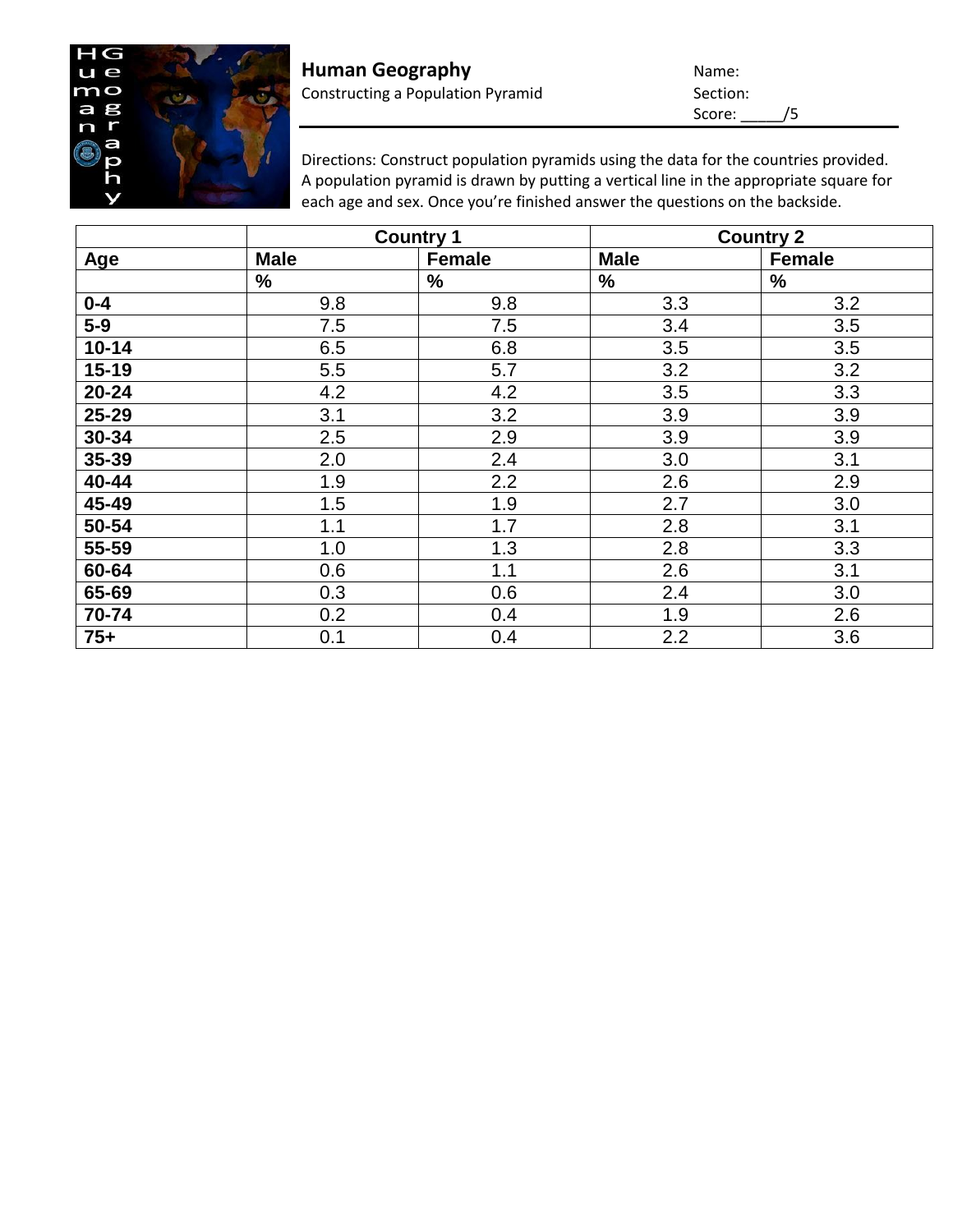## Human Geography

Constructing a Population Pyramid

Name:

Section:

Score: _____/5

Directions: Construct population pyramids using the data for the countries provided. A population pyramid is drawn by putting a vertical line in the appropriate square for each age and sex. Once you're finished answer the questions on the backside.

| | Country 1 | | Country 2 | |
|---|---|---|---|---|
| **Age** | **Male** | **Female** | **Male** | **Female** |
| | **%** | **%** | **%** | **%** |
| **0-4** | 9.8 | 9.8 | 3.3 | 3.2 |
| **5-9** | 7.5 | 7.5 | 3.4 | 3.5 |
| **10-14** | 6.5 | 6.8 | 3.5 | 3.5 |
| **15-19** | 5.5 | 5.7 | 3.2 | 3.2 |
| **20-24** | 4.2 | 4.2 | 3.5 | 3.3 |
| **25-29** | 3.1 | 3.2 | 3.9 | 3.9 |
| **30-34** | 2.5 | 2.9 | 3.9 | 3.9 |
| **35-39** | 2.0 | 2.4 | 3.0 | 3.1 |
| **40-44** | 1.9 | 2.2 | 2.6 | 2.9 |
| **45-49** | 1.5 | 1.9 | 2.7 | 3.0 |
| **50-54** | 1.1 | 1.7 | 2.8 | 3.1 |
| **55-59** | 1.0 | 1.3 | 2.8 | 3.3 |
| **60-64** | 0.6 | 1.1 | 2.6 | 3.1 |
| **65-69** | 0.3 | 0.6 | 2.4 | 3.0 |
| **70-74** | 0.2 | 0.4 | 1.9 | 2.6 |
| **75+** | 0.1 | 0.4 | 2.2 | 3.6 |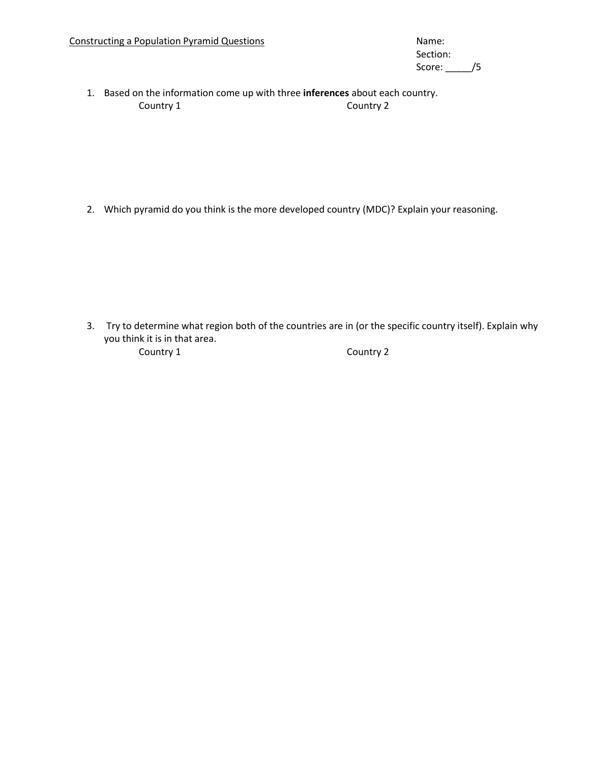Constructing a Population Pyramid Questions

Name:

Section:

Score: _____/5

1. Based on the information come up with three **inferences** about each country.

   Country 1 Country 2

2. Which pyramid do you think is the more developed country (MDC)? Explain your reasoning.

3. Try to determine what region both of the countries are in (or the specific country itself). Explain why you think it is in that area.

   Country 1 Country 2